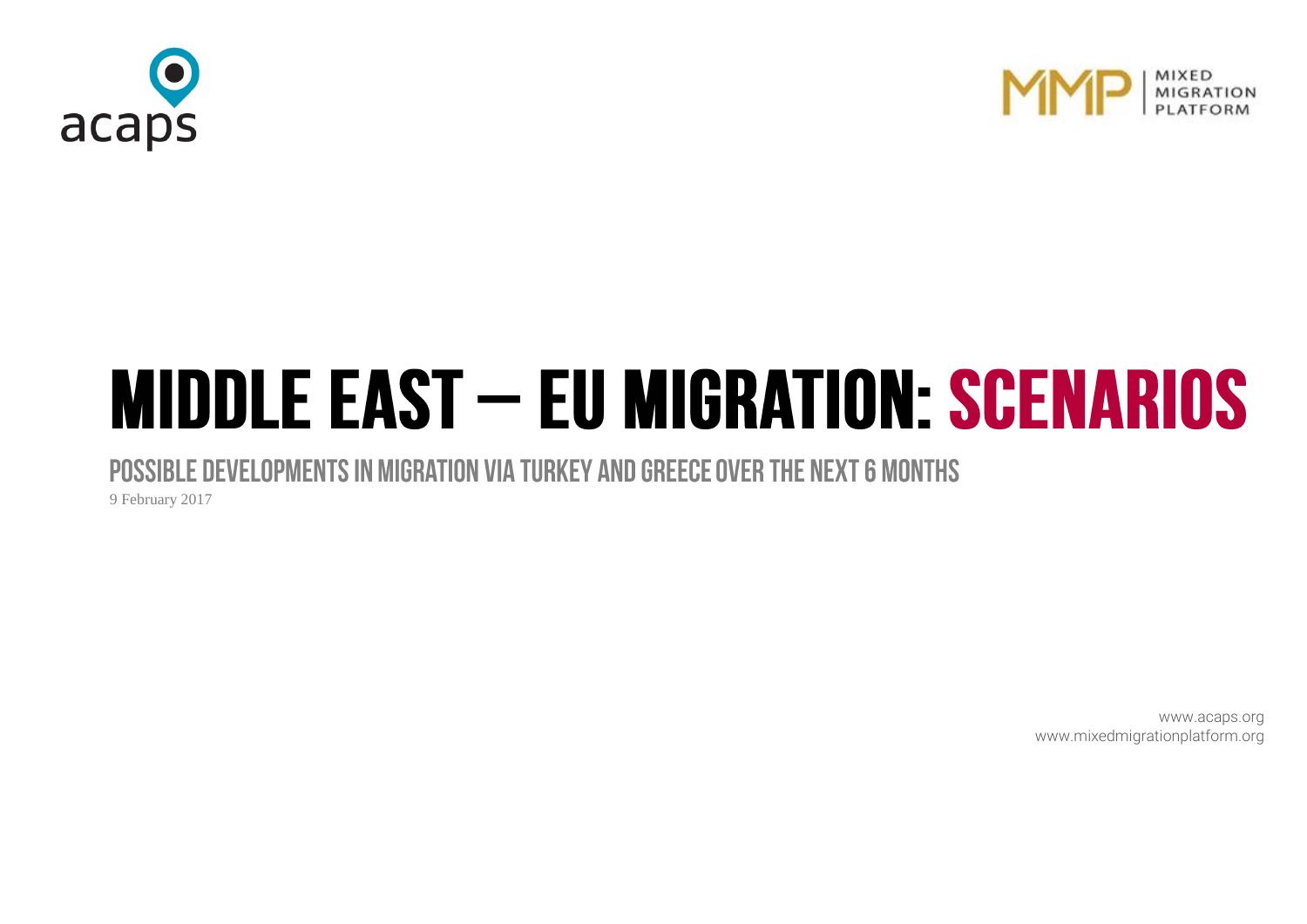acaps

MMP | MIXED MIGRATION PLATFORM

# MIDDLE EAST – EU MIGRATION: SCENARIOS

## POSSIBLE DEVELOPMENTS IN MIGRATION VIA TURKEY AND GREECE OVER THE NEXT 6 MONTHS

9 February 2017

www.acaps.org
www.mixedmigrationplatform.org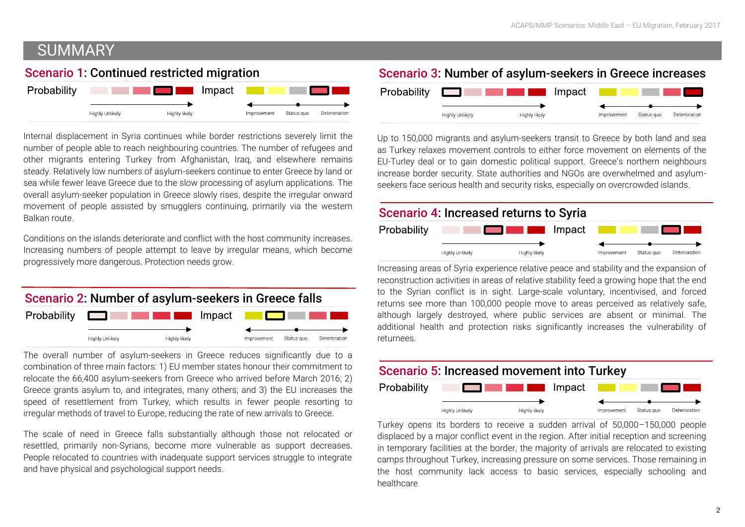# SUMMARY

## Scenario 1: Continued restricted migration

Probability | Impact

Highly Unlikely → Highly likely | Improvement ← Status quo → Deterioration

Internal displacement in Syria continues while border restrictions severely limit the number of people able to reach neighbouring countries. The number of refugees and other migrants entering Turkey from Afghanistan, Iraq, and elsewhere remains steady. Relatively low numbers of asylum-seekers continue to enter Greece by land or sea while fewer leave Greece due to the slow processing of asylum applications. The overall asylum-seeker population in Greece slowly rises, despite the irregular onward movement of people assisted by smugglers continuing, primarily via the western Balkan route.

Conditions on the islands deteriorate and conflict with the host community increases. Increasing numbers of people attempt to leave by irregular means, which become progressively more dangerous. Protection needs grow.

## Scenario 2: Number of asylum-seekers in Greece falls

Probability | Impact

Highly Unlikely → Highly likely | Improvement ← Status quo → Deterioration

The overall number of asylum-seekers in Greece reduces significantly due to a combination of three main factors: 1) EU member states honour their commitment to relocate the 66,400 asylum-seekers from Greece who arrived before March 2016; 2) Greece grants asylum to, and integrates, many others; and 3) the EU increases the speed of resettlement from Turkey, which results in fewer people resorting to irregular methods of travel to Europe, reducing the rate of new arrivals to Greece.

The scale of need in Greece falls substantially although those not relocated or resettled, primarily non-Syrians, become more vulnerable as support decreases. People relocated to countries with inadequate support services struggle to integrate and have physical and psychological support needs.

## Scenario 3: Number of asylum-seekers in Greece increases

Probability | Impact

Highly Unlikely → Highly likely | Improvement ← Status quo → Deterioration

Up to 150,000 migrants and asylum-seekers transit to Greece by both land and sea as Turkey relaxes movement controls to either force movement on elements of the EU-Turley deal or to gain domestic political support. Greece's northern neighbours increase border security. State authorities and NGOs are overwhelmed and asylum-seekers face serious health and security risks, especially on overcrowded islands.

## Scenario 4: Increased returns to Syria

Probability | Impact

Highly Unlikely → Highly likely | Improvement ← Status quo → Deterioration

Increasing areas of Syria experience relative peace and stability and the expansion of reconstruction activities in areas of relative stability feed a growing hope that the end to the Syrian conflict is in sight. Large-scale voluntary, incentivised, and forced returns see more than 100,000 people move to areas perceived as relatively safe, although largely destroyed, where public services are absent or minimal. The additional health and protection risks significantly increases the vulnerability of returnees.

## Scenario 5: Increased movement into Turkey

Probability | Impact

Highly Unlikely → Highly likely | Improvement ← Status quo → Deterioration

Turkey opens its borders to receive a sudden arrival of 50,000–150,000 people displaced by a major conflict event in the region. After initial reception and screening in temporary facilities at the border, the majority of arrivals are relocated to existing camps throughout Turkey, increasing pressure on some services. Those remaining in the host community lack access to basic services, especially schooling and healthcare.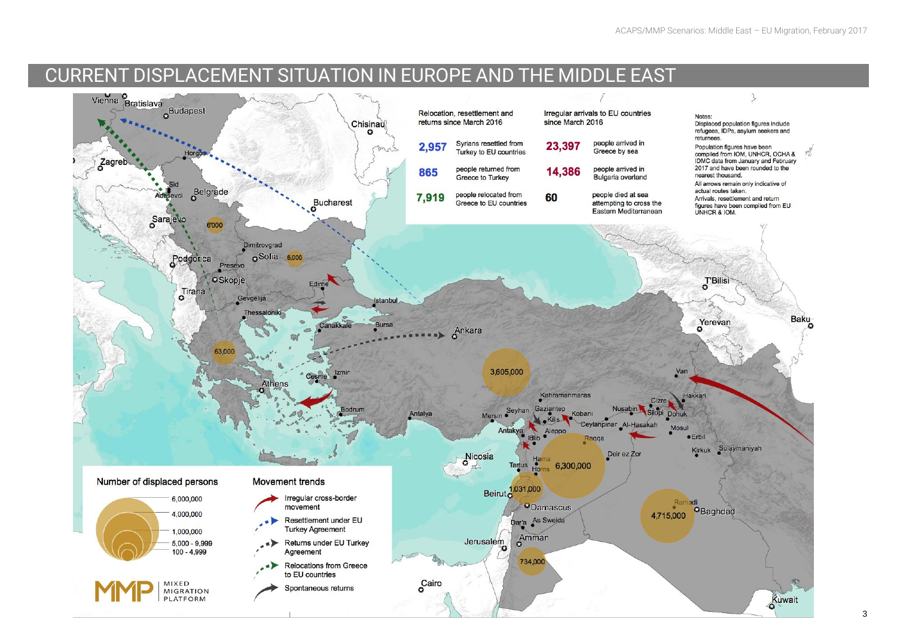# CURRENT DISPLACEMENT SITUATION IN EUROPE AND THE MIDDLE EAST

**Relocation, resettlement and returns since March 2016**

| | |
|---|---|
| 2,957 | Syrians resettled from Turkey to EU countries |
| 865 | people returned from Greece to Turkey |
| 7,919 | people relocated from Greece to EU countries |

**Irregular arrivals to EU countries since March 2016**

| | |
|---|---|
| 23,397 | people arrived in Greece by sea |
| 14,386 | people arrived in Bulgaria overland |
| 60 | people died at sea attempting to cross the Eastern Mediterranean |

Notes:

Displaced population figures include refugees, IDPs, asylum seekers and returnees.

Population figures have been compiled from IOM, UNHCR, OCHA & IDMC data from January and February 2017 and have been rounded to the nearest thousand.

All arrows remain only indicative of actual routes taken.

Arrivals, resettlement and return figures have been compiled from EU UNHCR & IOM.

**Number of displaced persons**

- 6,000,000
- 4,000,000
- 1,000,000
- 5,000 - 9,999
- 100 - 4,999

**Movement trends**

- Irregular cross-border movement
- Resettlement under EU Turkey Agreement
- Returns under EU Turkey Agreement
- Relocations from Greece to EU countries
- Spontaneous returns

Displaced persons shown on map: Serbia 6'000; Bulgaria 6,000; Greece 63,000; Turkey 3,605,000; Syria 6,300,000; Lebanon 1,031,000; Iraq 4,715,000; Jordan 734,000.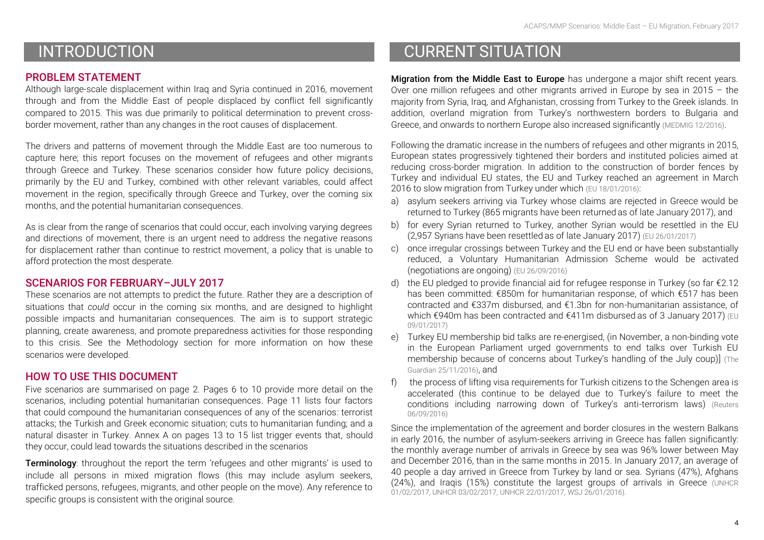# INTRODUCTION

## PROBLEM STATEMENT

Although large-scale displacement within Iraq and Syria continued in 2016, movement through and from the Middle East of people displaced by conflict fell significantly compared to 2015. This was due primarily to political determination to prevent cross-border movement, rather than any changes in the root causes of displacement.

The drivers and patterns of movement through the Middle East are too numerous to capture here; this report focuses on the movement of refugees and other migrants through Greece and Turkey. These scenarios consider how future policy decisions, primarily by the EU and Turkey, combined with other relevant variables, could affect movement in the region, specifically through Greece and Turkey, over the coming six months, and the potential humanitarian consequences.

As is clear from the range of scenarios that could occur, each involving varying degrees and directions of movement, there is an urgent need to address the negative reasons for displacement rather than continue to restrict movement, a policy that is unable to afford protection the most desperate.

## SCENARIOS FOR FEBRUARY–JULY 2017

These scenarios are not attempts to predict the future. Rather they are a description of situations that *could* occur in the coming six months, and are designed to highlight possible impacts and humanitarian consequences. The aim is to support strategic planning, create awareness, and promote preparedness activities for those responding to this crisis. See the Methodology section for more information on how these scenarios were developed.

## HOW TO USE THIS DOCUMENT

Five scenarios are summarised on page 2. Pages 6 to 10 provide more detail on the scenarios, including potential humanitarian consequences. Page 11 lists four factors that could compound the humanitarian consequences of any of the scenarios: terrorist attacks; the Turkish and Greek economic situation; cuts to humanitarian funding; and a natural disaster in Turkey. Annex A on pages 13 to 15 list trigger events that, should they occur, could lead towards the situations described in the scenarios

**Terminology**: throughout the report the term 'refugees and other migrants' is used to include all persons in mixed migration flows (this may include asylum seekers, trafficked persons, refugees, migrants, and other people on the move). Any reference to specific groups is consistent with the original source.

# CURRENT SITUATION

**Migration from the Middle East to Europe** has undergone a major shift recent years. Over one million refugees and other migrants arrived in Europe by sea in 2015 – the majority from Syria, Iraq, and Afghanistan, crossing from Turkey to the Greek islands. In addition, overland migration from Turkey's northwestern borders to Bulgaria and Greece, and onwards to northern Europe also increased significantly (MEDMIG 12/2016).

Following the dramatic increase in the numbers of refugees and other migrants in 2015, European states progressively tightened their borders and instituted policies aimed at reducing cross-border migration. In addition to the construction of border fences by Turkey and individual EU states, the EU and Turkey reached an agreement in March 2016 to slow migration from Turkey under which (EU 18/01/2016):

a) asylum seekers arriving via Turkey whose claims are rejected in Greece would be returned to Turkey (865 migrants have been returned as of late January 2017), and
b) for every Syrian returned to Turkey, another Syrian would be resettled in the EU (2,957 Syrians have been resettled as of late January 2017) (EU 26/01/2017)
c) once irregular crossings between Turkey and the EU end or have been substantially reduced, a Voluntary Humanitarian Admission Scheme would be activated (negotiations are ongoing) (EU 26/09/2016)
d) the EU pledged to provide financial aid for refugee response in Turkey (so far €2.12 has been committed: €850m for humanitarian response, of which €517 has been contracted and €337m disbursed, and €1.3bn for non-humanitarian assistance, of which €940m has been contracted and €411m disbursed as of 3 January 2017) (EU 09/01/2017)
e) Turkey EU membership bid talks are re-energised, (in November, a non-binding vote in the European Parliament urged governments to end talks over Turkish EU membership because of concerns about Turkey's handling of the July coup)] (The Guardian 25/11/2016), and
f) the process of lifting visa requirements for Turkish citizens to the Schengen area is accelerated (this continue to be delayed due to Turkey's failure to meet the conditions including narrowing down of Turkey's anti-terrorism laws) (Reuters 06/09/2016)

Since the implementation of the agreement and border closures in the western Balkans in early 2016, the number of asylum-seekers arriving in Greece has fallen significantly: the monthly average number of arrivals in Greece by sea was 96% lower between May and December 2016, than in the same months in 2015. In January 2017, an average of 40 people a day arrived in Greece from Turkey by land or sea. Syrians (47%), Afghans (24%), and Iraqis (15%) constitute the largest groups of arrivals in Greece (UNHCR 01/02/2017, UNHCR 03/02/2017, UNHCR 22/01/2017, WSJ 26/01/2016).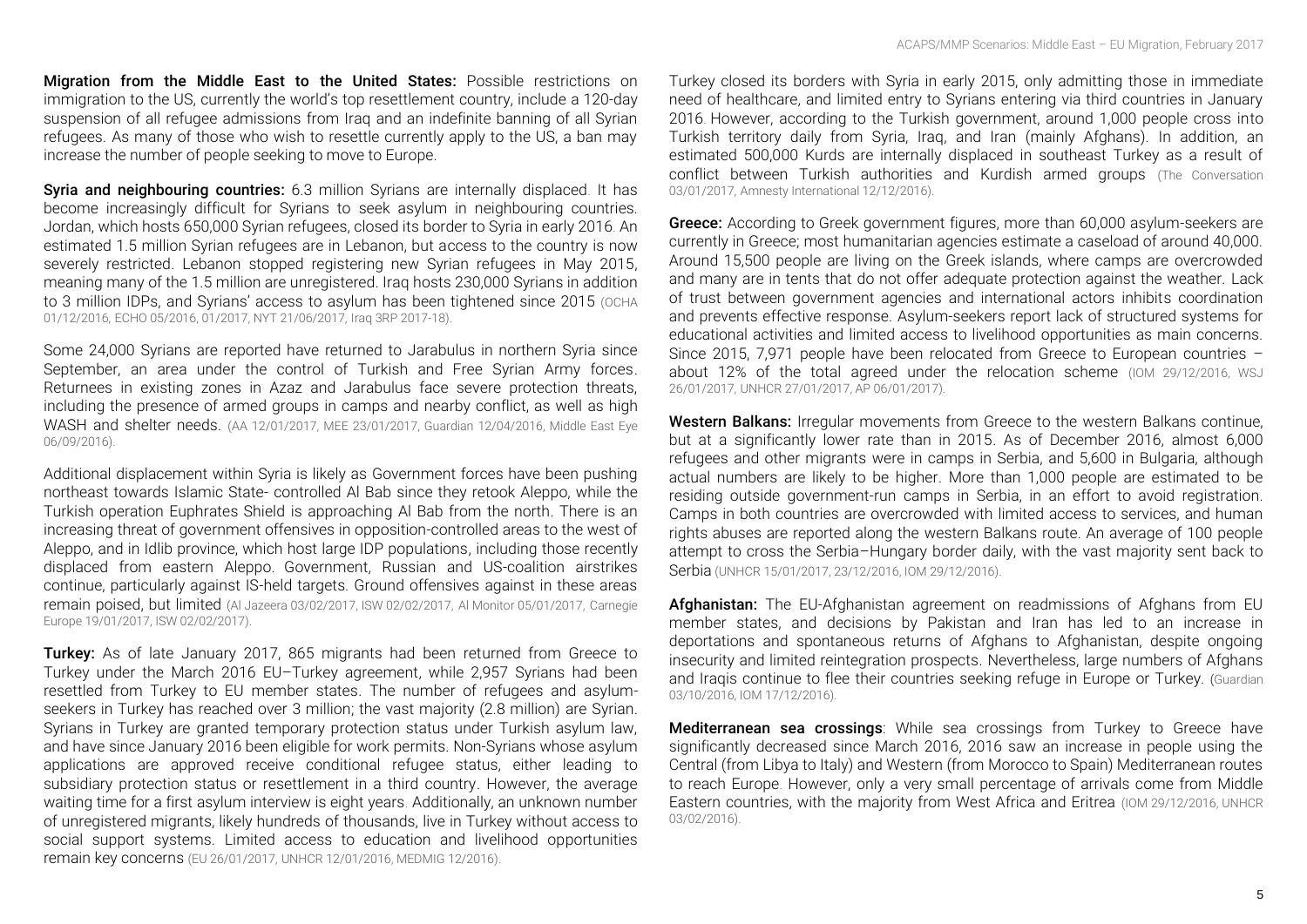**Migration from the Middle East to the United States:** Possible restrictions on immigration to the US, currently the world's top resettlement country, include a 120-day suspension of all refugee admissions from Iraq and an indefinite banning of all Syrian refugees. As many of those who wish to resettle currently apply to the US, a ban may increase the number of people seeking to move to Europe.

**Syria and neighbouring countries:** 6.3 million Syrians are internally displaced. It has become increasingly difficult for Syrians to seek asylum in neighbouring countries. Jordan, which hosts 650,000 Syrian refugees, closed its border to Syria in early 2016. An estimated 1.5 million Syrian refugees are in Lebanon, but access to the country is now severely restricted. Lebanon stopped registering new Syrian refugees in May 2015, meaning many of the 1.5 million are unregistered. Iraq hosts 230,000 Syrians in addition to 3 million IDPs, and Syrians' access to asylum has been tightened since 2015 (OCHA 01/12/2016, ECHO 05/2016, 01/2017, NYT 21/06/2017, Iraq 3RP 2017-18).

Some 24,000 Syrians are reported have returned to Jarabulus in northern Syria since September, an area under the control of Turkish and Free Syrian Army forces. Returnees in existing zones in Azaz and Jarabulus face severe protection threats, including the presence of armed groups in camps and nearby conflict, as well as high WASH and shelter needs. (AA 12/01/2017, MEE 23/01/2017, Guardian 12/04/2016, Middle East Eye 06/09/2016).

Additional displacement within Syria is likely as Government forces have been pushing northeast towards Islamic State- controlled Al Bab since they retook Aleppo, while the Turkish operation Euphrates Shield is approaching Al Bab from the north. There is an increasing threat of government offensives in opposition-controlled areas to the west of Aleppo, and in Idlib province, which host large IDP populations, including those recently displaced from eastern Aleppo. Government, Russian and US-coalition airstrikes continue, particularly against IS-held targets. Ground offensives against in these areas remain poised, but limited (Al Jazeera 03/02/2017, ISW 02/02/2017, Al Monitor 05/01/2017, Carnegie Europe 19/01/2017, ISW 02/02/2017).

**Turkey:** As of late January 2017, 865 migrants had been returned from Greece to Turkey under the March 2016 EU–Turkey agreement, while 2,957 Syrians had been resettled from Turkey to EU member states. The number of refugees and asylum-seekers in Turkey has reached over 3 million; the vast majority (2.8 million) are Syrian. Syrians in Turkey are granted temporary protection status under Turkish asylum law, and have since January 2016 been eligible for work permits. Non-Syrians whose asylum applications are approved receive conditional refugee status, either leading to subsidiary protection status or resettlement in a third country. However, the average waiting time for a first asylum interview is eight years. Additionally, an unknown number of unregistered migrants, likely hundreds of thousands, live in Turkey without access to social support systems. Limited access to education and livelihood opportunities remain key concerns (EU 26/01/2017, UNHCR 12/01/2016, MEDMIG 12/2016).

Turkey closed its borders with Syria in early 2015, only admitting those in immediate need of healthcare, and limited entry to Syrians entering via third countries in January 2016. However, according to the Turkish government, around 1,000 people cross into Turkish territory daily from Syria, Iraq, and Iran (mainly Afghans). In addition, an estimated 500,000 Kurds are internally displaced in southeast Turkey as a result of conflict between Turkish authorities and Kurdish armed groups (The Conversation 03/01/2017, Amnesty International 12/12/2016).

**Greece:** According to Greek government figures, more than 60,000 asylum-seekers are currently in Greece; most humanitarian agencies estimate a caseload of around 40,000. Around 15,500 people are living on the Greek islands, where camps are overcrowded and many are in tents that do not offer adequate protection against the weather. Lack of trust between government agencies and international actors inhibits coordination and prevents effective response. Asylum-seekers report lack of structured systems for educational activities and limited access to livelihood opportunities as main concerns. Since 2015, 7,971 people have been relocated from Greece to European countries – about 12% of the total agreed under the relocation scheme (IOM 29/12/2016, WSJ 26/01/2017, UNHCR 27/01/2017, AP 06/01/2017).

**Western Balkans:** Irregular movements from Greece to the western Balkans continue, but at a significantly lower rate than in 2015. As of December 2016, almost 6,000 refugees and other migrants were in camps in Serbia, and 5,600 in Bulgaria, although actual numbers are likely to be higher. More than 1,000 people are estimated to be residing outside government-run camps in Serbia, in an effort to avoid registration. Camps in both countries are overcrowded with limited access to services, and human rights abuses are reported along the western Balkans route. An average of 100 people attempt to cross the Serbia–Hungary border daily, with the vast majority sent back to Serbia (UNHCR 15/01/2017, 23/12/2016, IOM 29/12/2016).

**Afghanistan:** The EU-Afghanistan agreement on readmissions of Afghans from EU member states, and decisions by Pakistan and Iran has led to an increase in deportations and spontaneous returns of Afghans to Afghanistan, despite ongoing insecurity and limited reintegration prospects. Nevertheless, large numbers of Afghans and Iraqis continue to flee their countries seeking refuge in Europe or Turkey. (Guardian 03/10/2016, IOM 17/12/2016).

**Mediterranean sea crossings**: While sea crossings from Turkey to Greece have significantly decreased since March 2016, 2016 saw an increase in people using the Central (from Libya to Italy) and Western (from Morocco to Spain) Mediterranean routes to reach Europe. However, only a very small percentage of arrivals come from Middle Eastern countries, with the majority from West Africa and Eritrea (IOM 29/12/2016, UNHCR 03/02/2016).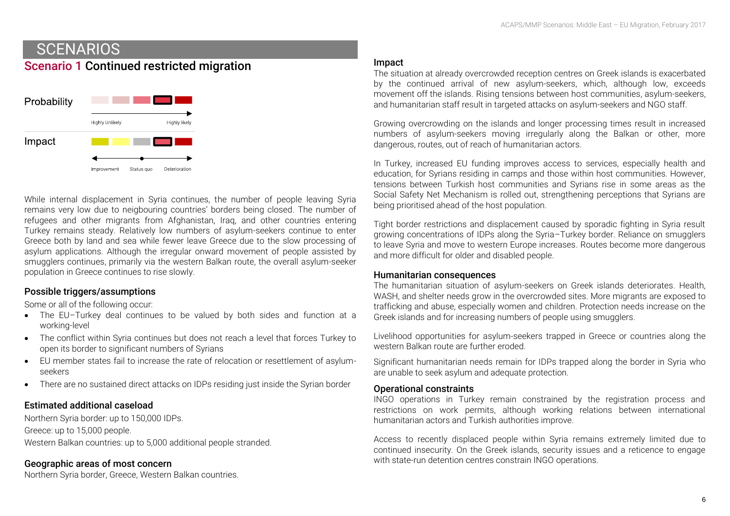# SCENARIOS

## Scenario 1 Continued restricted migration

Probability

Highly Unlikely — Highly likely

Impact

Improvement — Status quo — Deterioration

While internal displacement in Syria continues, the number of people leaving Syria remains very low due to neigbouring countries' borders being closed. The number of refugees and other migrants from Afghanistan, Iraq, and other countries entering Turkey remains steady. Relatively low numbers of asylum-seekers continue to enter Greece both by land and sea while fewer leave Greece due to the slow processing of asylum applications. Although the irregular onward movement of people assisted by smugglers continues, primarily via the western Balkan route, the overall asylum-seeker population in Greece continues to rise slowly.

### Possible triggers/assumptions

Some or all of the following occur:

- The EU–Turkey deal continues to be valued by both sides and function at a working-level
- The conflict within Syria continues but does not reach a level that forces Turkey to open its border to significant numbers of Syrians
- EU member states fail to increase the rate of relocation or resettlement of asylum-seekers
- There are no sustained direct attacks on IDPs residing just inside the Syrian border

### Estimated additional caseload

Northern Syria border: up to 150,000 IDPs.

Greece: up to 15,000 people.

Western Balkan countries: up to 5,000 additional people stranded.

### Geographic areas of most concern

Northern Syria border, Greece, Western Balkan countries.

### Impact

The situation at already overcrowded reception centres on Greek islands is exacerbated by the continued arrival of new asylum-seekers, which, although low, exceeds movement off the islands. Rising tensions between host communities, asylum-seekers, and humanitarian staff result in targeted attacks on asylum-seekers and NGO staff.

Growing overcrowding on the islands and longer processing times result in increased numbers of asylum-seekers moving irregularly along the Balkan or other, more dangerous, routes, out of reach of humanitarian actors.

In Turkey, increased EU funding improves access to services, especially health and education, for Syrians residing in camps and those within host communities. However, tensions between Turkish host communities and Syrians rise in some areas as the Social Safety Net Mechanism is rolled out, strengthening perceptions that Syrians are being prioritised ahead of the host population.

Tight border restrictions and displacement caused by sporadic fighting in Syria result growing concentrations of IDPs along the Syria–Turkey border. Reliance on smugglers to leave Syria and move to western Europe increases. Routes become more dangerous and more difficult for older and disabled people.

### Humanitarian consequences

The humanitarian situation of asylum-seekers on Greek islands deteriorates. Health, WASH, and shelter needs grow in the overcrowded sites. More migrants are exposed to trafficking and abuse, especially women and children. Protection needs increase on the Greek islands and for increasing numbers of people using smugglers.

Livelihood opportunities for asylum-seekers trapped in Greece or countries along the western Balkan route are further eroded.

Significant humanitarian needs remain for IDPs trapped along the border in Syria who are unable to seek asylum and adequate protection.

### Operational constraints

INGO operations in Turkey remain constrained by the registration process and restrictions on work permits, although working relations between international humanitarian actors and Turkish authorities improve.

Access to recently displaced people within Syria remains extremely limited due to continued insecurity. On the Greek islands, security issues and a reticence to engage with state-run detention centres constrain INGO operations.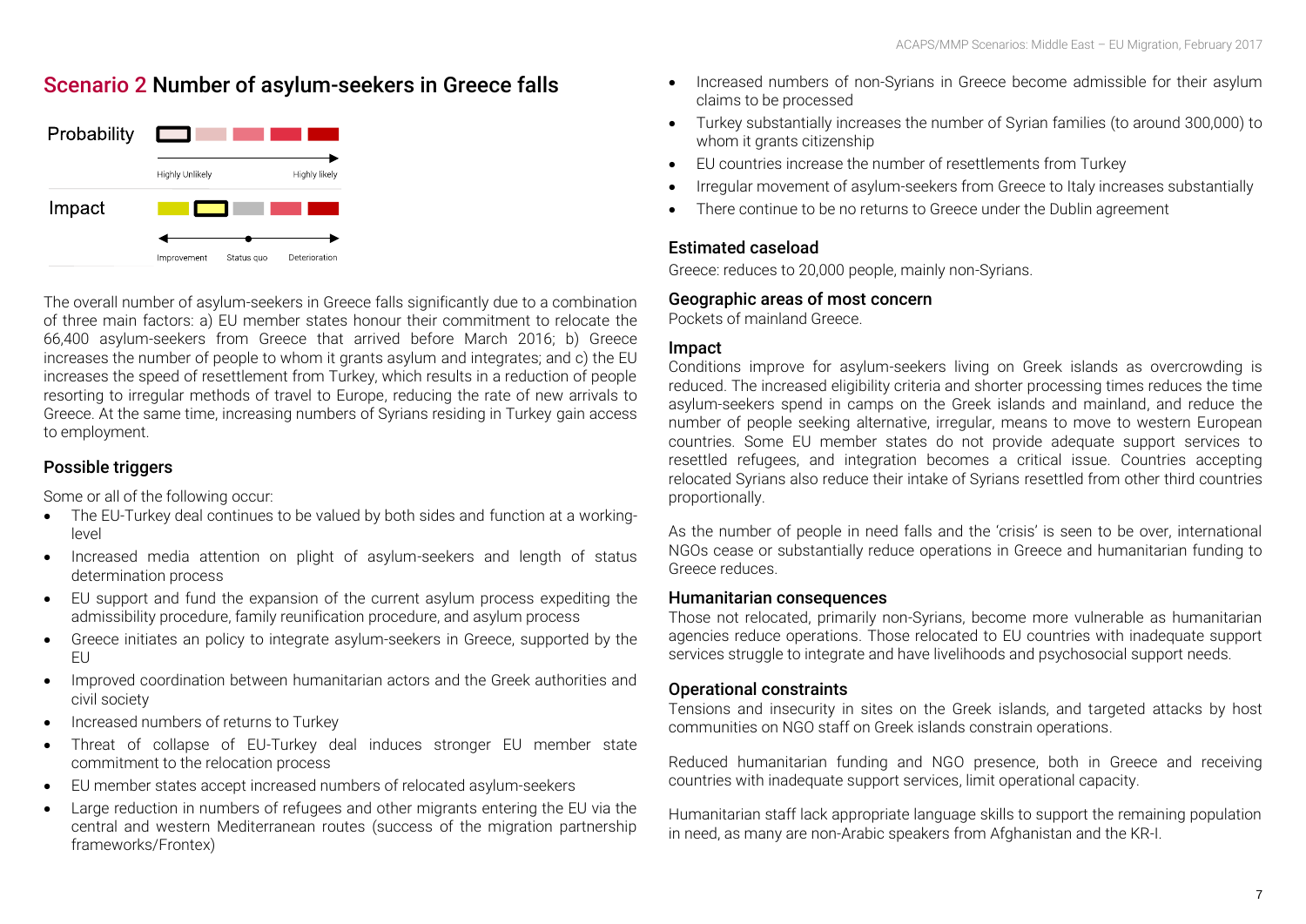## Scenario 2 Number of asylum-seekers in Greece falls

Probability

Highly Unlikely — Highly likely

Impact

Improvement — Status quo — Deterioration

The overall number of asylum-seekers in Greece falls significantly due to a combination of three main factors: a) EU member states honour their commitment to relocate the 66,400 asylum-seekers from Greece that arrived before March 2016; b) Greece increases the number of people to whom it grants asylum and integrates; and c) the EU increases the speed of resettlement from Turkey, which results in a reduction of people resorting to irregular methods of travel to Europe, reducing the rate of new arrivals to Greece. At the same time, increasing numbers of Syrians residing in Turkey gain access to employment.

### Possible triggers

Some or all of the following occur:

- The EU-Turkey deal continues to be valued by both sides and function at a working-level
- Increased media attention on plight of asylum-seekers and length of status determination process
- EU support and fund the expansion of the current asylum process expediting the admissibility procedure, family reunification procedure, and asylum process
- Greece initiates an policy to integrate asylum-seekers in Greece, supported by the EU
- Improved coordination between humanitarian actors and the Greek authorities and civil society
- Increased numbers of returns to Turkey
- Threat of collapse of EU-Turkey deal induces stronger EU member state commitment to the relocation process
- EU member states accept increased numbers of relocated asylum-seekers
- Large reduction in numbers of refugees and other migrants entering the EU via the central and western Mediterranean routes (success of the migration partnership frameworks/Frontex)
- Increased numbers of non-Syrians in Greece become admissible for their asylum claims to be processed
- Turkey substantially increases the number of Syrian families (to around 300,000) to whom it grants citizenship
- EU countries increase the number of resettlements from Turkey
- Irregular movement of asylum-seekers from Greece to Italy increases substantially
- There continue to be no returns to Greece under the Dublin agreement

### Estimated caseload

Greece: reduces to 20,000 people, mainly non-Syrians.

### Geographic areas of most concern

Pockets of mainland Greece.

### Impact

Conditions improve for asylum-seekers living on Greek islands as overcrowding is reduced. The increased eligibility criteria and shorter processing times reduces the time asylum-seekers spend in camps on the Greek islands and mainland, and reduce the number of people seeking alternative, irregular, means to move to western European countries. Some EU member states do not provide adequate support services to resettled refugees, and integration becomes a critical issue. Countries accepting relocated Syrians also reduce their intake of Syrians resettled from other third countries proportionally.

As the number of people in need falls and the 'crisis' is seen to be over, international NGOs cease or substantially reduce operations in Greece and humanitarian funding to Greece reduces.

### Humanitarian consequences

Those not relocated, primarily non-Syrians, become more vulnerable as humanitarian agencies reduce operations. Those relocated to EU countries with inadequate support services struggle to integrate and have livelihoods and psychosocial support needs.

### Operational constraints

Tensions and insecurity in sites on the Greek islands, and targeted attacks by host communities on NGO staff on Greek islands constrain operations.

Reduced humanitarian funding and NGO presence, both in Greece and receiving countries with inadequate support services, limit operational capacity.

Humanitarian staff lack appropriate language skills to support the remaining population in need, as many are non-Arabic speakers from Afghanistan and the KR-I.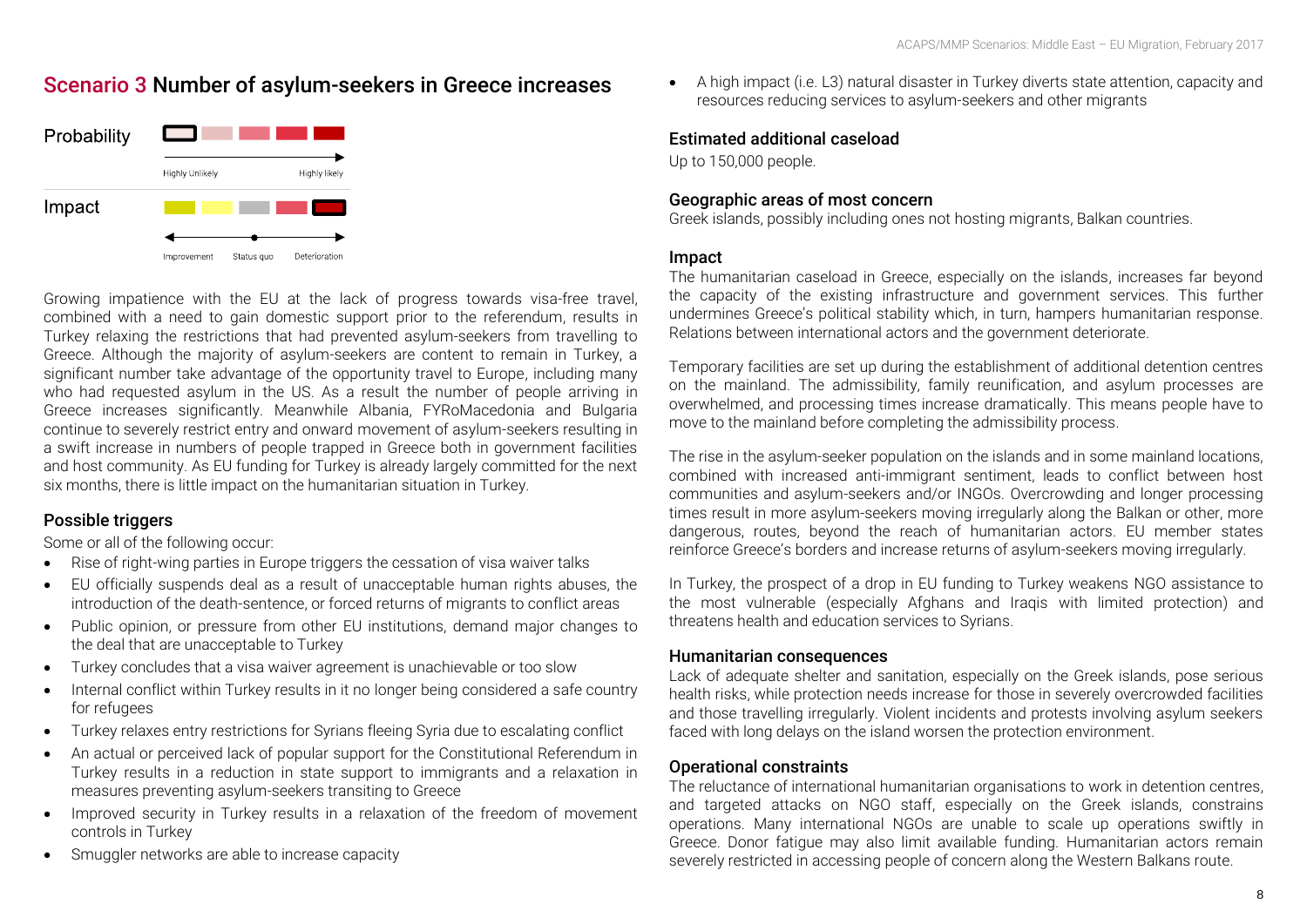## Scenario 3 Number of asylum-seekers in Greece increases

Probability — Highly Unlikely → Highly likely

Impact — Improvement — Status quo — Deterioration

Growing impatience with the EU at the lack of progress towards visa-free travel, combined with a need to gain domestic support prior to the referendum, results in Turkey relaxing the restrictions that had prevented asylum-seekers from travelling to Greece. Although the majority of asylum-seekers are content to remain in Turkey, a significant number take advantage of the opportunity travel to Europe, including many who had requested asylum in the US. As a result the number of people arriving in Greece increases significantly. Meanwhile Albania, FYRoMacedonia and Bulgaria continue to severely restrict entry and onward movement of asylum-seekers resulting in a swift increase in numbers of people trapped in Greece both in government facilities and host community. As EU funding for Turkey is already largely committed for the next six months, there is little impact on the humanitarian situation in Turkey.

### Possible triggers

Some or all of the following occur:

- Rise of right-wing parties in Europe triggers the cessation of visa waiver talks
- EU officially suspends deal as a result of unacceptable human rights abuses, the introduction of the death-sentence, or forced returns of migrants to conflict areas
- Public opinion, or pressure from other EU institutions, demand major changes to the deal that are unacceptable to Turkey
- Turkey concludes that a visa waiver agreement is unachievable or too slow
- Internal conflict within Turkey results in it no longer being considered a safe country for refugees
- Turkey relaxes entry restrictions for Syrians fleeing Syria due to escalating conflict
- An actual or perceived lack of popular support for the Constitutional Referendum in Turkey results in a reduction in state support to immigrants and a relaxation in measures preventing asylum-seekers transiting to Greece
- Improved security in Turkey results in a relaxation of the freedom of movement controls in Turkey
- Smuggler networks are able to increase capacity
- A high impact (i.e. L3) natural disaster in Turkey diverts state attention, capacity and resources reducing services to asylum-seekers and other migrants

### Estimated additional caseload

Up to 150,000 people.

### Geographic areas of most concern

Greek islands, possibly including ones not hosting migrants, Balkan countries.

### Impact

The humanitarian caseload in Greece, especially on the islands, increases far beyond the capacity of the existing infrastructure and government services. This further undermines Greece's political stability which, in turn, hampers humanitarian response. Relations between international actors and the government deteriorate.

Temporary facilities are set up during the establishment of additional detention centres on the mainland. The admissibility, family reunification, and asylum processes are overwhelmed, and processing times increase dramatically. This means people have to move to the mainland before completing the admissibility process.

The rise in the asylum-seeker population on the islands and in some mainland locations, combined with increased anti-immigrant sentiment, leads to conflict between host communities and asylum-seekers and/or INGOs. Overcrowding and longer processing times result in more asylum-seekers moving irregularly along the Balkan or other, more dangerous, routes, beyond the reach of humanitarian actors. EU member states reinforce Greece's borders and increase returns of asylum-seekers moving irregularly.

In Turkey, the prospect of a drop in EU funding to Turkey weakens NGO assistance to the most vulnerable (especially Afghans and Iraqis with limited protection) and threatens health and education services to Syrians.

### Humanitarian consequences

Lack of adequate shelter and sanitation, especially on the Greek islands, pose serious health risks, while protection needs increase for those in severely overcrowded facilities and those travelling irregularly. Violent incidents and protests involving asylum seekers faced with long delays on the island worsen the protection environment.

### Operational constraints

The reluctance of international humanitarian organisations to work in detention centres, and targeted attacks on NGO staff, especially on the Greek islands, constrain operations. Many international NGOs are unable to scale up operations swiftly in Greece. Donor fatigue may also limit available funding. Humanitarian actors remain severely restricted in accessing people of concern along the Western Balkans route.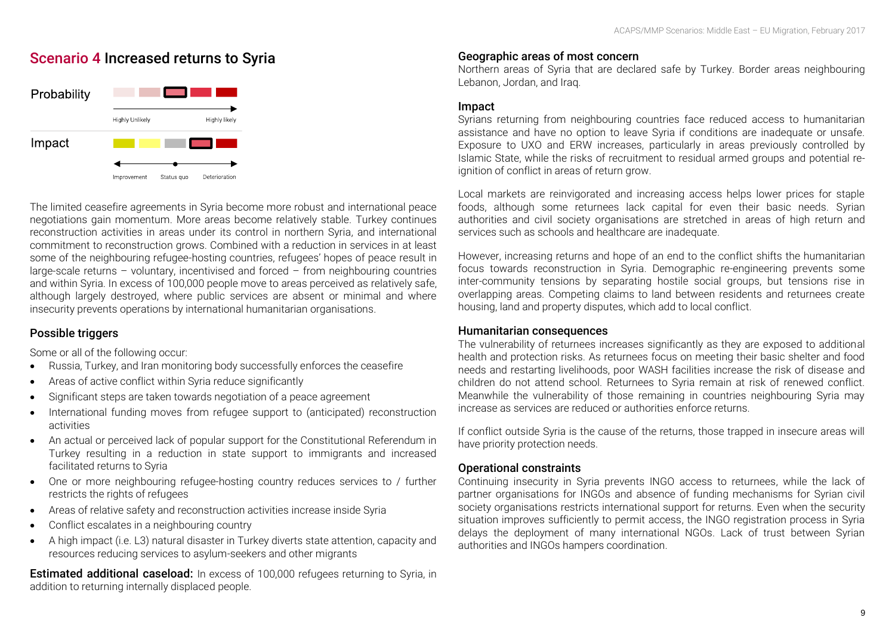## Scenario 4 Increased returns to Syria

Probability

Highly Unlikely — Highly likely

Impact

Improvement — Status quo — Deterioration

The limited ceasefire agreements in Syria become more robust and international peace negotiations gain momentum. More areas become relatively stable. Turkey continues reconstruction activities in areas under its control in northern Syria, and international commitment to reconstruction grows. Combined with a reduction in services in at least some of the neighbouring refugee-hosting countries, refugees' hopes of peace result in large-scale returns – voluntary, incentivised and forced – from neighbouring countries and within Syria. In excess of 100,000 people move to areas perceived as relatively safe, although largely destroyed, where public services are absent or minimal and where insecurity prevents operations by international humanitarian organisations.

### Possible triggers

Some or all of the following occur:

- Russia, Turkey, and Iran monitoring body successfully enforces the ceasefire
- Areas of active conflict within Syria reduce significantly
- Significant steps are taken towards negotiation of a peace agreement
- International funding moves from refugee support to (anticipated) reconstruction activities
- An actual or perceived lack of popular support for the Constitutional Referendum in Turkey resulting in a reduction in state support to immigrants and increased facilitated returns to Syria
- One or more neighbouring refugee-hosting country reduces services to / further restricts the rights of refugees
- Areas of relative safety and reconstruction activities increase inside Syria
- Conflict escalates in a neighbouring country
- A high impact (i.e. L3) natural disaster in Turkey diverts state attention, capacity and resources reducing services to asylum-seekers and other migrants

**Estimated additional caseload:** In excess of 100,000 refugees returning to Syria, in addition to returning internally displaced people.

### Geographic areas of most concern

Northern areas of Syria that are declared safe by Turkey. Border areas neighbouring Lebanon, Jordan, and Iraq.

### Impact

Syrians returning from neighbouring countries face reduced access to humanitarian assistance and have no option to leave Syria if conditions are inadequate or unsafe. Exposure to UXO and ERW increases, particularly in areas previously controlled by Islamic State, while the risks of recruitment to residual armed groups and potential re-ignition of conflict in areas of return grow.

Local markets are reinvigorated and increasing access helps lower prices for staple foods, although some returnees lack capital for even their basic needs. Syrian authorities and civil society organisations are stretched in areas of high return and services such as schools and healthcare are inadequate.

However, increasing returns and hope of an end to the conflict shifts the humanitarian focus towards reconstruction in Syria. Demographic re-engineering prevents some inter-community tensions by separating hostile social groups, but tensions rise in overlapping areas. Competing claims to land between residents and returnees create housing, land and property disputes, which add to local conflict.

### Humanitarian consequences

The vulnerability of returnees increases significantly as they are exposed to additional health and protection risks. As returnees focus on meeting their basic shelter and food needs and restarting livelihoods, poor WASH facilities increase the risk of disease and children do not attend school. Returnees to Syria remain at risk of renewed conflict. Meanwhile the vulnerability of those remaining in countries neighbouring Syria may increase as services are reduced or authorities enforce returns.

If conflict outside Syria is the cause of the returns, those trapped in insecure areas will have priority protection needs.

### Operational constraints

Continuing insecurity in Syria prevents INGO access to returnees, while the lack of partner organisations for INGOs and absence of funding mechanisms for Syrian civil society organisations restricts international support for returns. Even when the security situation improves sufficiently to permit access, the INGO registration process in Syria delays the deployment of many international NGOs. Lack of trust between Syrian authorities and INGOs hampers coordination.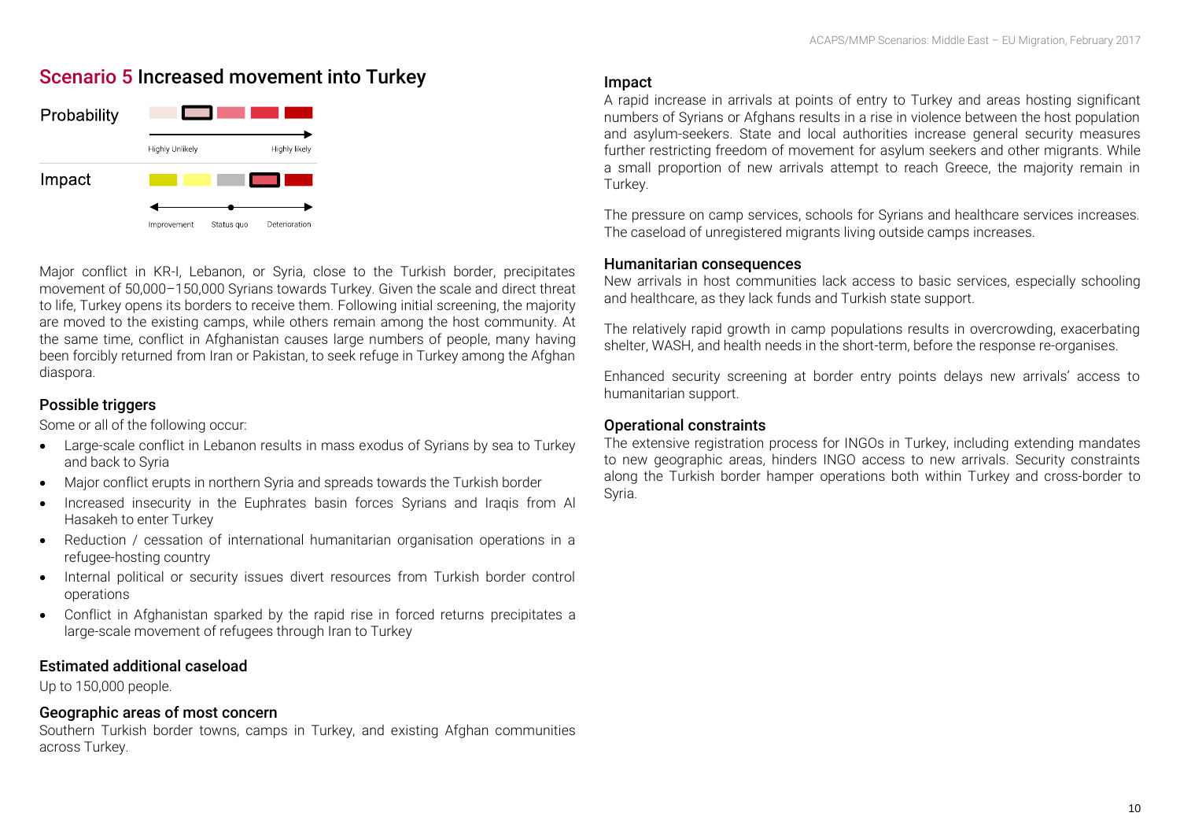## Scenario 5 Increased movement into Turkey

Probability

Highly Unlikely — Highly likely

Impact

Improvement — Status quo — Deterioration

Major conflict in KR-I, Lebanon, or Syria, close to the Turkish border, precipitates movement of 50,000–150,000 Syrians towards Turkey. Given the scale and direct threat to life, Turkey opens its borders to receive them. Following initial screening, the majority are moved to the existing camps, while others remain among the host community. At the same time, conflict in Afghanistan causes large numbers of people, many having been forcibly returned from Iran or Pakistan, to seek refuge in Turkey among the Afghan diaspora.

### Possible triggers

Some or all of the following occur:

- Large-scale conflict in Lebanon results in mass exodus of Syrians by sea to Turkey and back to Syria
- Major conflict erupts in northern Syria and spreads towards the Turkish border
- Increased insecurity in the Euphrates basin forces Syrians and Iraqis from Al Hasakeh to enter Turkey
- Reduction / cessation of international humanitarian organisation operations in a refugee-hosting country
- Internal political or security issues divert resources from Turkish border control operations
- Conflict in Afghanistan sparked by the rapid rise in forced returns precipitates a large-scale movement of refugees through Iran to Turkey

### Estimated additional caseload

Up to 150,000 people.

### Geographic areas of most concern

Southern Turkish border towns, camps in Turkey, and existing Afghan communities across Turkey.

### Impact

A rapid increase in arrivals at points of entry to Turkey and areas hosting significant numbers of Syrians or Afghans results in a rise in violence between the host population and asylum-seekers. State and local authorities increase general security measures further restricting freedom of movement for asylum seekers and other migrants. While a small proportion of new arrivals attempt to reach Greece, the majority remain in Turkey.

The pressure on camp services, schools for Syrians and healthcare services increases. The caseload of unregistered migrants living outside camps increases.

### Humanitarian consequences

New arrivals in host communities lack access to basic services, especially schooling and healthcare, as they lack funds and Turkish state support.

The relatively rapid growth in camp populations results in overcrowding, exacerbating shelter, WASH, and health needs in the short-term, before the response re-organises.

Enhanced security screening at border entry points delays new arrivals' access to humanitarian support.

### Operational constraints

The extensive registration process for INGOs in Turkey, including extending mandates to new geographic areas, hinders INGO access to new arrivals. Security constraints along the Turkish border hamper operations both within Turkey and cross-border to Syria.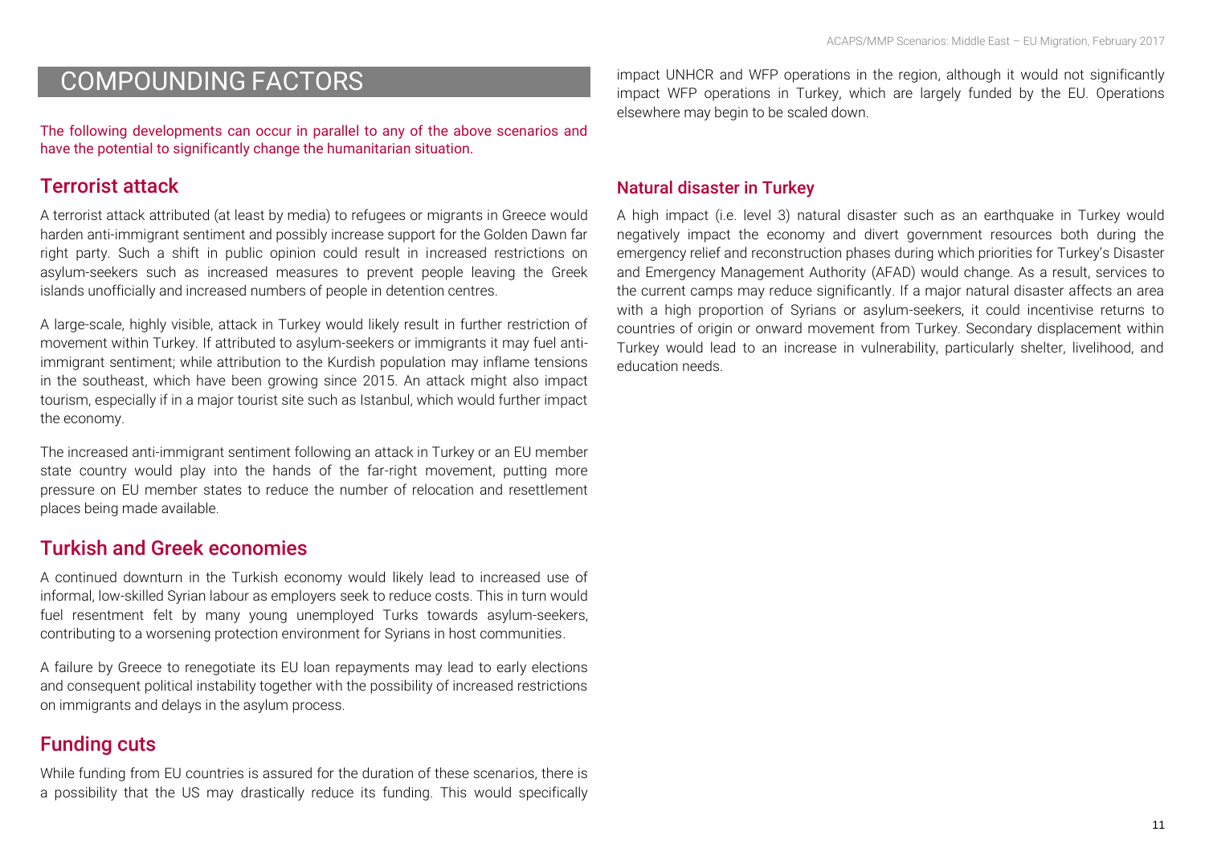# COMPOUNDING FACTORS

The following developments can occur in parallel to any of the above scenarios and have the potential to significantly change the humanitarian situation.

## Terrorist attack

A terrorist attack attributed (at least by media) to refugees or migrants in Greece would harden anti-immigrant sentiment and possibly increase support for the Golden Dawn far right party. Such a shift in public opinion could result in increased restrictions on asylum-seekers such as increased measures to prevent people leaving the Greek islands unofficially and increased numbers of people in detention centres.

A large-scale, highly visible, attack in Turkey would likely result in further restriction of movement within Turkey. If attributed to asylum-seekers or immigrants it may fuel anti-immigrant sentiment; while attribution to the Kurdish population may inflame tensions in the southeast, which have been growing since 2015. An attack might also impact tourism, especially if in a major tourist site such as Istanbul, which would further impact the economy.

The increased anti-immigrant sentiment following an attack in Turkey or an EU member state country would play into the hands of the far-right movement, putting more pressure on EU member states to reduce the number of relocation and resettlement places being made available.

## Turkish and Greek economies

A continued downturn in the Turkish economy would likely lead to increased use of informal, low-skilled Syrian labour as employers seek to reduce costs. This in turn would fuel resentment felt by many young unemployed Turks towards asylum-seekers, contributing to a worsening protection environment for Syrians in host communities.

A failure by Greece to renegotiate its EU loan repayments may lead to early elections and consequent political instability together with the possibility of increased restrictions on immigrants and delays in the asylum process.

## Funding cuts

While funding from EU countries is assured for the duration of these scenarios, there is a possibility that the US may drastically reduce its funding. This would specifically impact UNHCR and WFP operations in the region, although it would not significantly impact WFP operations in Turkey, which are largely funded by the EU. Operations elsewhere may begin to be scaled down.

### Natural disaster in Turkey

A high impact (i.e. level 3) natural disaster such as an earthquake in Turkey would negatively impact the economy and divert government resources both during the emergency relief and reconstruction phases during which priorities for Turkey's Disaster and Emergency Management Authority (AFAD) would change. As a result, services to the current camps may reduce significantly. If a major natural disaster affects an area with a high proportion of Syrians or asylum-seekers, it could incentivise returns to countries of origin or onward movement from Turkey. Secondary displacement within Turkey would lead to an increase in vulnerability, particularly shelter, livelihood, and education needs.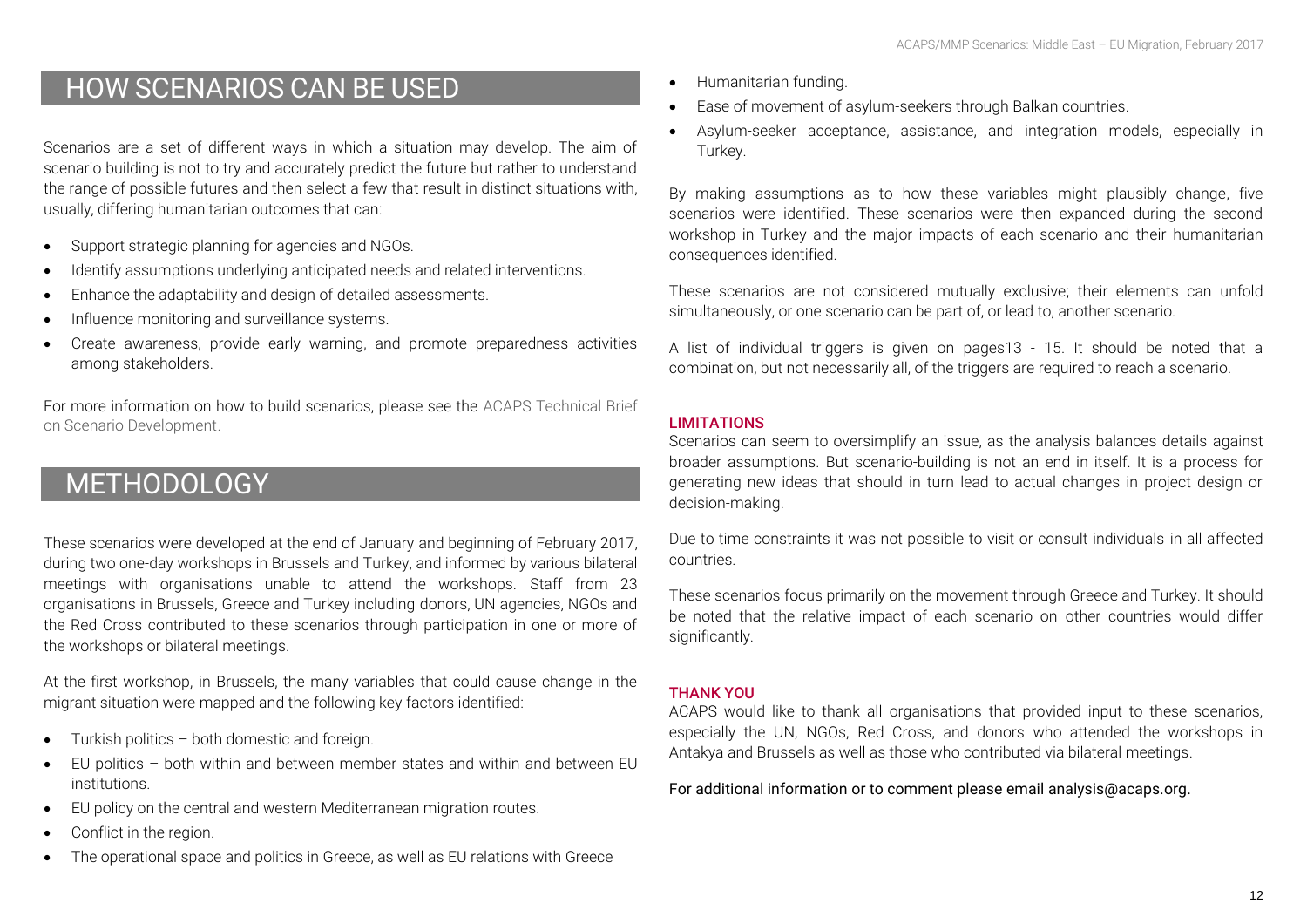## HOW SCENARIOS CAN BE USED

Scenarios are a set of different ways in which a situation may develop. The aim of scenario building is not to try and accurately predict the future but rather to understand the range of possible futures and then select a few that result in distinct situations with, usually, differing humanitarian outcomes that can:

- Support strategic planning for agencies and NGOs.
- Identify assumptions underlying anticipated needs and related interventions.
- Enhance the adaptability and design of detailed assessments.
- Influence monitoring and surveillance systems.
- Create awareness, provide early warning, and promote preparedness activities among stakeholders.

For more information on how to build scenarios, please see the ACAPS Technical Brief on Scenario Development.

## METHODOLOGY

These scenarios were developed at the end of January and beginning of February 2017, during two one-day workshops in Brussels and Turkey, and informed by various bilateral meetings with organisations unable to attend the workshops. Staff from 23 organisations in Brussels, Greece and Turkey including donors, UN agencies, NGOs and the Red Cross contributed to these scenarios through participation in one or more of the workshops or bilateral meetings.

At the first workshop, in Brussels, the many variables that could cause change in the migrant situation were mapped and the following key factors identified:

- Turkish politics – both domestic and foreign.
- EU politics – both within and between member states and within and between EU institutions.
- EU policy on the central and western Mediterranean migration routes.
- Conflict in the region.
- The operational space and politics in Greece, as well as EU relations with Greece
- Humanitarian funding.
- Ease of movement of asylum-seekers through Balkan countries.
- Asylum-seeker acceptance, assistance, and integration models, especially in Turkey.

By making assumptions as to how these variables might plausibly change, five scenarios were identified. These scenarios were then expanded during the second workshop in Turkey and the major impacts of each scenario and their humanitarian consequences identified.

These scenarios are not considered mutually exclusive; their elements can unfold simultaneously, or one scenario can be part of, or lead to, another scenario.

A list of individual triggers is given on pages13 - 15. It should be noted that a combination, but not necessarily all, of the triggers are required to reach a scenario.

### LIMITATIONS

Scenarios can seem to oversimplify an issue, as the analysis balances details against broader assumptions. But scenario-building is not an end in itself. It is a process for generating new ideas that should in turn lead to actual changes in project design or decision-making.

Due to time constraints it was not possible to visit or consult individuals in all affected countries.

These scenarios focus primarily on the movement through Greece and Turkey. It should be noted that the relative impact of each scenario on other countries would differ significantly.

### THANK YOU

ACAPS would like to thank all organisations that provided input to these scenarios, especially the UN, NGOs, Red Cross, and donors who attended the workshops in Antakya and Brussels as well as those who contributed via bilateral meetings.

For additional information or to comment please email analysis@acaps.org.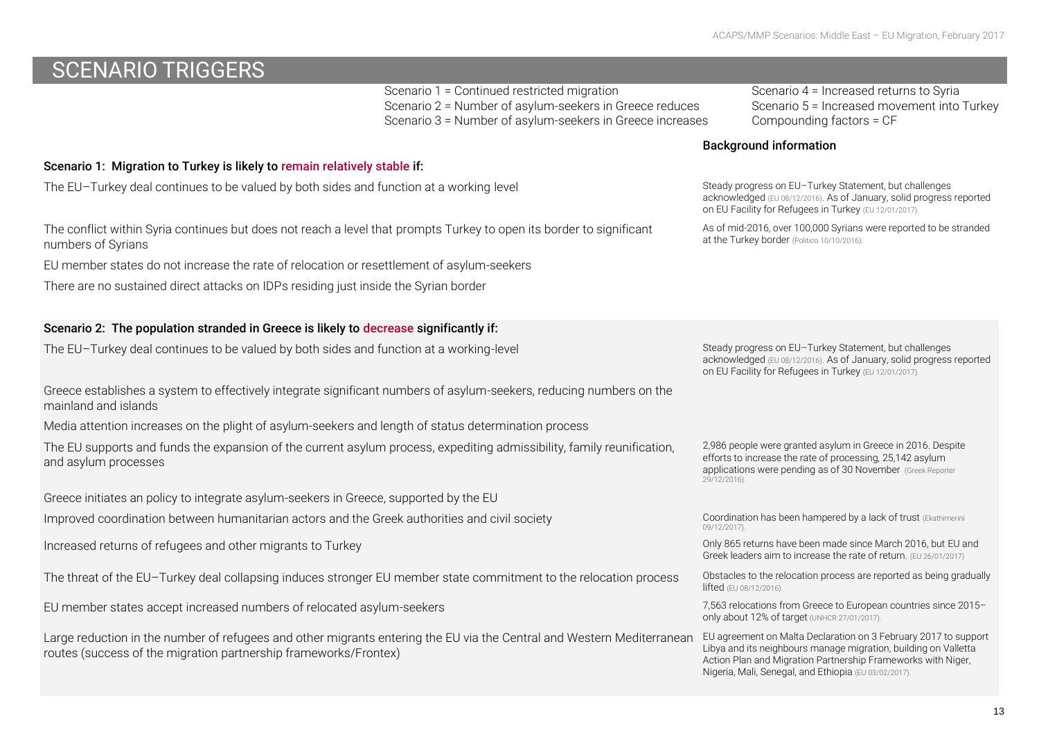# SCENARIO TRIGGERS

Scenario 1 = Continued restricted migration
Scenario 2 = Number of asylum-seekers in Greece reduces
Scenario 3 = Number of asylum-seekers in Greece increases
Scenario 4 = Increased returns to Syria
Scenario 5 = Increased movement into Turkey
Compounding factors = CF

| Trigger | Background information |
|---|---|
| **Scenario 1: Migration to Turkey is likely to remain relatively stable if:** | |
| The EU–Turkey deal continues to be valued by both sides and function at a working level | Steady progress on EU–Turkey Statement, but challenges acknowledged (EU 08/12/2016). As of January, solid progress reported on EU Facility for Refugees in Turkey (EU 12/01/2017). |
| The conflict within Syria continues but does not reach a level that prompts Turkey to open its border to significant numbers of Syrians | As of mid-2016, over 100,000 Syrians were reported to be stranded at the Turkey border (Politico 10/10/2016). |
| EU member states do not increase the rate of relocation or resettlement of asylum-seekers | |
| There are no sustained direct attacks on IDPs residing just inside the Syrian border | |
| **Scenario 2: The population stranded in Greece is likely to decrease significantly if:** | |
| The EU–Turkey deal continues to be valued by both sides and function at a working-level | Steady progress on EU–Turkey Statement, but challenges acknowledged (EU 08/12/2016). As of January, solid progress reported on EU Facility for Refugees in Turkey (EU 12/01/2017). |
| Greece establishes a system to effectively integrate significant numbers of asylum-seekers, reducing numbers on the mainland and islands | |
| Media attention increases on the plight of asylum-seekers and length of status determination process | |
| The EU supports and funds the expansion of the current asylum process, expediting admissibility, family reunification, and asylum processes | 2,986 people were granted asylum in Greece in 2016. Despite efforts to increase the rate of processing, 25,142 asylum applications were pending as of 30 November (Greek Reporter 29/12/2016). |
| Greece initiates an policy to integrate asylum-seekers in Greece, supported by the EU | |
| Improved coordination between humanitarian actors and the Greek authorities and civil society | Coordination has been hampered by a lack of trust (Ekathimerini 09/12/2017). |
| Increased returns of refugees and other migrants to Turkey | Only 865 returns have been made since March 2016, but EU and Greek leaders aim to increase the rate of return. (EU 26/01/2017) |
| The threat of the EU–Turkey deal collapsing induces stronger EU member state commitment to the relocation process | Obstacles to the relocation process are reported as being gradually lifted (EU 08/12/2016). |
| EU member states accept increased numbers of relocated asylum-seekers | 7,563 relocations from Greece to European countries since 2015–only about 12% of target (UNHCR 27/01/2017). |
| Large reduction in the number of refugees and other migrants entering the EU via the Central and Western Mediterranean routes (success of the migration partnership frameworks/Frontex) | EU agreement on Malta Declaration on 3 February 2017 to support Libya and its neighbours manage migration, building on Valletta Action Plan and Migration Partnership Frameworks with Niger, Nigeria, Mali, Senegal, and Ethiopia (EU 03/02/2017). |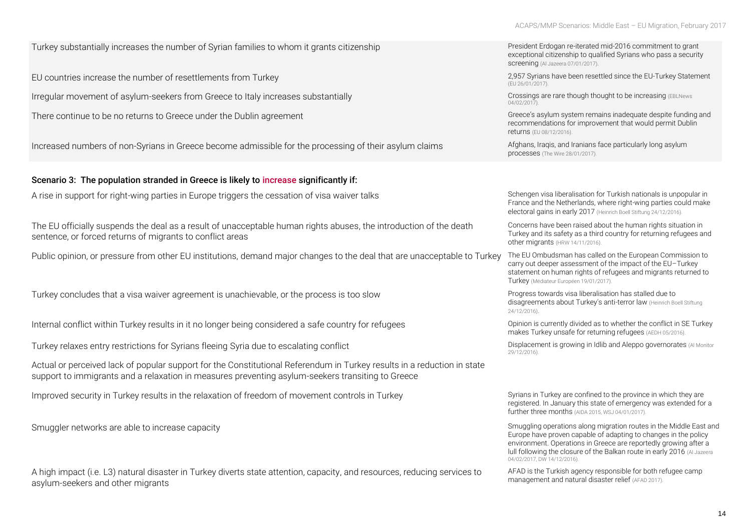| | |
|---|---|
| Turkey substantially increases the number of Syrian families to whom it grants citizenship | President Erdogan re-iterated mid-2016 commitment to grant exceptional citizenship to qualified Syrians who pass a security screening (Al Jazeera 07/01/2017). |
| EU countries increase the number of resettlements from Turkey | 2,957 Syrians have been resettled since the EU-Turkey Statement (EU 26/01/2017). |
| Irregular movement of asylum-seekers from Greece to Italy increases substantially | Crossings are rare though thought to be increasing (EBLNews 04/02/2017). |
| There continue to be no returns to Greece under the Dublin agreement | Greece's asylum system remains inadequate despite funding and recommendations for improvement that would permit Dublin returns (EU 08/12/2016). |
| Increased numbers of non-Syrians in Greece become admissible for the processing of their asylum claims | Afghans, Iraqis, and Iranians face particularly long asylum processes (The Wire 28/01/2017). |

### Scenario 3: The population stranded in Greece is likely to increase significantly if:

| | |
|---|---|
| A rise in support for right-wing parties in Europe triggers the cessation of visa waiver talks | Schengen visa liberalisation for Turkish nationals is unpopular in France and the Netherlands, where right-wing parties could make electoral gains in early 2017 (Heinrich Boell Stiftung 24/12/2016). |
| The EU officially suspends the deal as a result of unacceptable human rights abuses, the introduction of the death sentence, or forced returns of migrants to conflict areas | Concerns have been raised about the human rights situation in Turkey and its safety as a third country for returning refugees and other migrants (HRW 14/11/2016). |
| Public opinion, or pressure from other EU institutions, demand major changes to the deal that are unacceptable to Turkey | The EU Ombudsman has called on the European Commission to carry out deeper assessment of the impact of the EU–Turkey statement on human rights of refugees and migrants returned to Turkey (Médiateur Européen 19/01/2017). |
| Turkey concludes that a visa waiver agreement is unachievable, or the process is too slow | Progress towards visa liberalisation has stalled due to disagreements about Turkey's anti-terror law (Heinrich Boell Stiftung 24/12/2016). |
| Internal conflict within Turkey results in it no longer being considered a safe country for refugees | Opinion is currently divided as to whether the conflict in SE Turkey makes Turkey unsafe for returning refugees (AEDH 05/2016). |
| Turkey relaxes entry restrictions for Syrians fleeing Syria due to escalating conflict | Displacement is growing in Idlib and Aleppo governorates (Al Monitor 29/12/2016). |
| Actual or perceived lack of popular support for the Constitutional Referendum in Turkey results in a reduction in state support to immigrants and a relaxation in measures preventing asylum-seekers transiting to Greece | |
| Improved security in Turkey results in the relaxation of freedom of movement controls in Turkey | Syrians in Turkey are confined to the province in which they are registered. In January this state of emergency was extended for a further three months (AIDA 2015, WSJ 04/01/2017). |
| Smuggler networks are able to increase capacity | Smuggling operations along migration routes in the Middle East and Europe have proven capable of adapting to changes in the policy environment. Operations in Greece are reportedly growing after a lull following the closure of the Balkan route in early 2016 (Al Jazeera 04/02/2017, DW 14/12/2016). |
| A high impact (i.e. L3) natural disaster in Turkey diverts state attention, capacity, and resources, reducing services to asylum-seekers and other migrants | AFAD is the Turkish agency responsible for both refugee camp management and natural disaster relief (AFAD 2017). |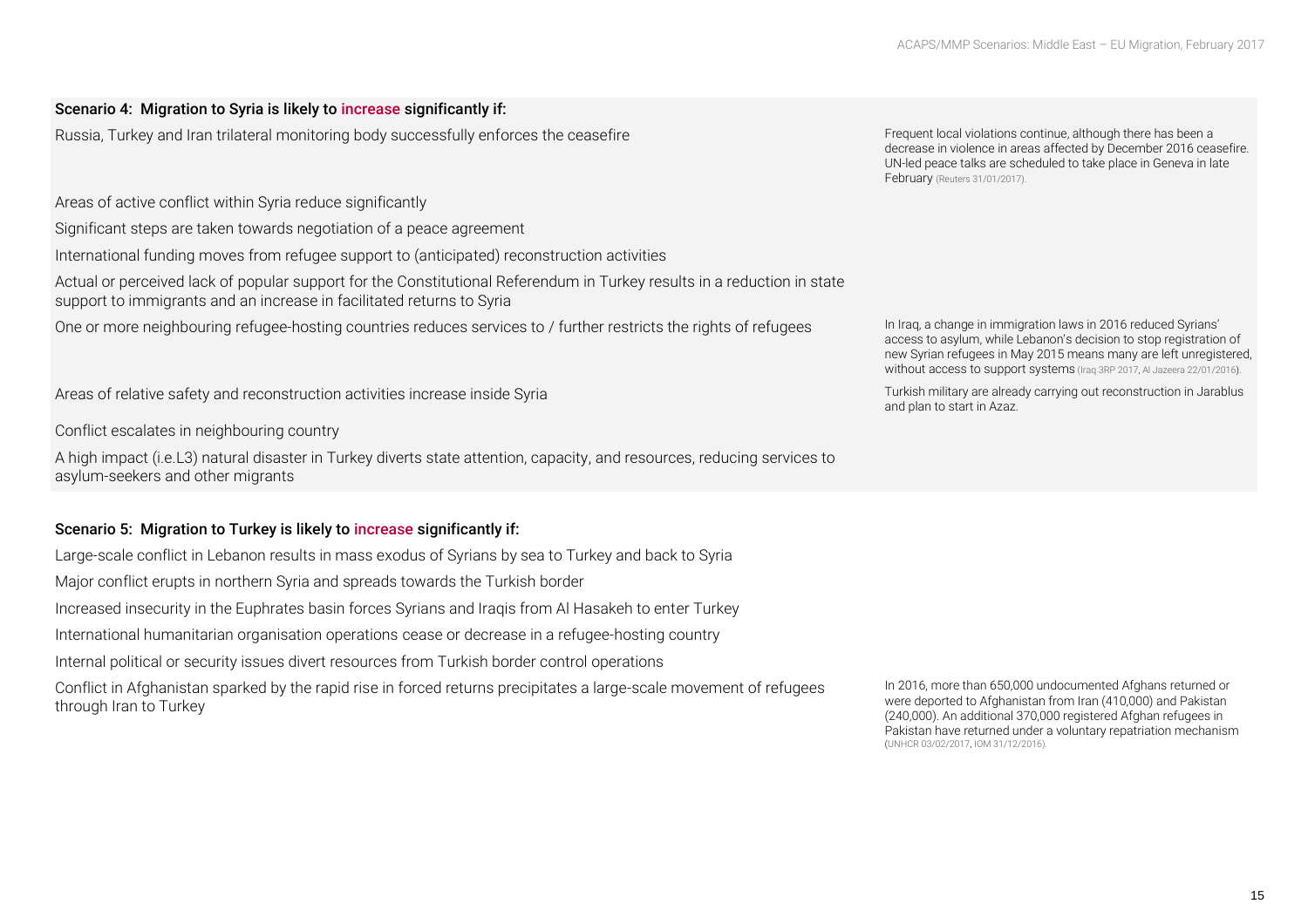**Scenario 4: Migration to Syria is likely to increase significantly if:**

| | |
|---|---|
| Russia, Turkey and Iran trilateral monitoring body successfully enforces the ceasefire | Frequent local violations continue, although there has been a decrease in violence in areas affected by December 2016 ceasefire. UN-led peace talks are scheduled to take place in Geneva in late February (Reuters 31/01/2017). |
| Areas of active conflict within Syria reduce significantly | |
| Significant steps are taken towards negotiation of a peace agreement | |
| International funding moves from refugee support to (anticipated) reconstruction activities | |
| Actual or perceived lack of popular support for the Constitutional Referendum in Turkey results in a reduction in state support to immigrants and an increase in facilitated returns to Syria | |
| One or more neighbouring refugee-hosting countries reduces services to / further restricts the rights of refugees | In Iraq, a change in immigration laws in 2016 reduced Syrians' access to asylum, while Lebanon's decision to stop registration of new Syrian refugees in May 2015 means many are left unregistered, without access to support systems (Iraq 3RP 2017, Al Jazeera 22/01/2016). |
| Areas of relative safety and reconstruction activities increase inside Syria | Turkish military are already carrying out reconstruction in Jarablus and plan to start in Azaz. |
| Conflict escalates in neighbouring country | |
| A high impact (i.e.L3) natural disaster in Turkey diverts state attention, capacity, and resources, reducing services to asylum-seekers and other migrants | |

**Scenario 5: Migration to Turkey is likely to increase significantly if:**

| | |
|---|---|
| Large-scale conflict in Lebanon results in mass exodus of Syrians by sea to Turkey and back to Syria | |
| Major conflict erupts in northern Syria and spreads towards the Turkish border | |
| Increased insecurity in the Euphrates basin forces Syrians and Iraqis from Al Hasakeh to enter Turkey | |
| International humanitarian organisation operations cease or decrease in a refugee-hosting country | |
| Internal political or security issues divert resources from Turkish border control operations | |
| Conflict in Afghanistan sparked by the rapid rise in forced returns precipitates a large-scale movement of refugees through Iran to Turkey | In 2016, more than 650,000 undocumented Afghans returned or were deported to Afghanistan from Iran (410,000) and Pakistan (240,000). An additional 370,000 registered Afghan refugees in Pakistan have returned under a voluntary repatriation mechanism (UNHCR 03/02/2017, IOM 31/12/2016). |